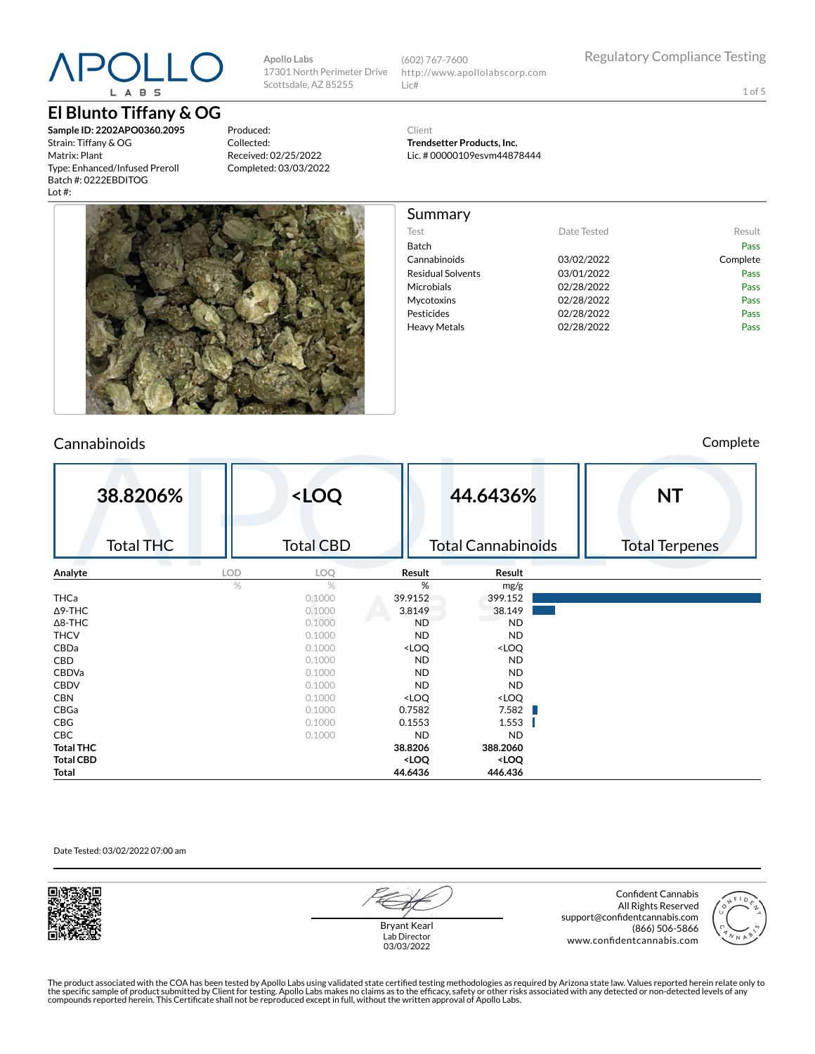# APOLLO LABS

**Apollo Labs**
17301 North Perimeter Drive
Scottsdale, AZ 85255

(602) 767-7600
http://www.apollolabscorp.com
Lic#

Regulatory Compliance Testing

## El Blunto Tiffany & OG

**Sample ID: 2202APO0360.2095**
Strain: Tiffany & OG
Matrix: Plant
Type: Enhanced/Infused Preroll
Batch #: 0222EBDITOG
Lot #:

Produced:
Collected:
Received: 02/25/2022
Completed: 03/03/2022

Client
**Trendsetter Products, Inc.**
Lic. # 00000109esvm44878444

## Summary

| Test | Date Tested | Result |
|---|---|---|
| Batch | | Pass |
| Cannabinoids | 03/02/2022 | Complete |
| Residual Solvents | 03/01/2022 | Pass |
| Microbials | 02/28/2022 | Pass |
| Mycotoxins | 02/28/2022 | Pass |
| Pesticides | 02/28/2022 | Pass |
| Heavy Metals | 02/28/2022 | Pass |

## Cannabinoids

Complete

| 38.8206% | <LOQ | 44.6436% | NT |
|---|---|---|---|
| Total THC | Total CBD | Total Cannabinoids | Total Terpenes |

| Analyte | LOD | LOQ | Result | Result |
|---|---|---|---|---|
| | % | % | % | mg/g |
| THCa | | 0.1000 | 39.9152 | 399.152 |
| Δ9-THC | | 0.1000 | 3.8149 | 38.149 |
| Δ8-THC | | 0.1000 | ND | ND |
| THCV | | 0.1000 | ND | ND |
| CBDa | | 0.1000 | <LOQ | <LOQ |
| CBD | | 0.1000 | ND | ND |
| CBDVa | | 0.1000 | ND | ND |
| CBDV | | 0.1000 | ND | ND |
| CBN | | 0.1000 | <LOQ | <LOQ |
| CBGa | | 0.1000 | 0.7582 | 7.582 |
| CBG | | 0.1000 | 0.1553 | 1.553 |
| CBC | | 0.1000 | ND | ND |
| **Total THC** | | | **38.8206** | **388.2060** |
| **Total CBD** | | | **<LOQ** | **<LOQ** |
| **Total** | | | **44.6436** | **446.436** |

Date Tested: 03/02/2022 07:00 am

Bryant Kearl
Lab Director
03/03/2022

Confident Cannabis
All Rights Reserved
support@confidentcannabis.com
(866) 506-5866
www.confidentcannabis.com

The product associated with the COA has been tested by Apollo Labs using validated state certified testing methodologies as required by Arizona state law. Values reported herein relate only to the specific sample of product submitted by Client for testing. Apollo Labs makes no claims as to the efficacy, safety or other risks associated with any detected or non-detected levels of any compounds reported herein. This Certificate shall not be reproduced except in full, without the written approval of Apollo Labs.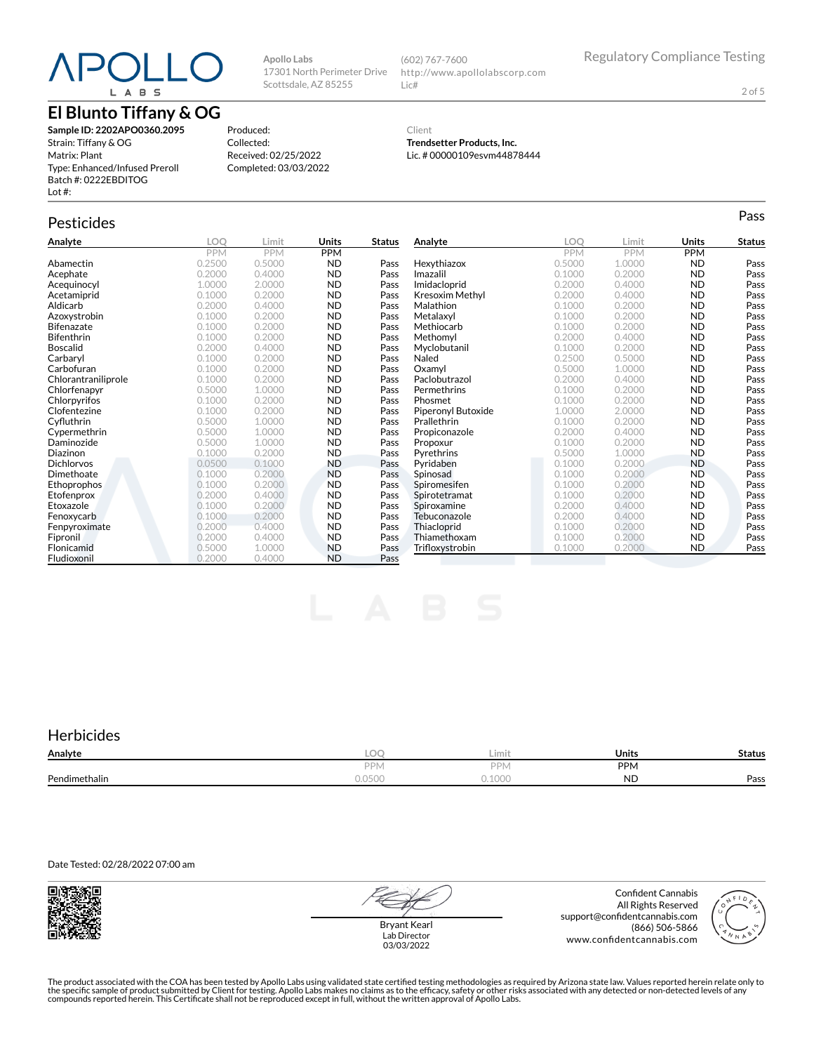# Apollo Labs

Apollo Labs
17301 North Perimeter Drive
Scottsdale, AZ 85255

(602) 767-7600
http://www.apollolabscorp.com
Lic#

Regulatory Compliance Testing

## El Blunto Tiffany & OG

**Sample ID: 2202APO0360.2095**
Strain: Tiffany & OG
Matrix: Plant
Type: Enhanced/Infused Preroll
Batch #: 0222EBDITOG
Lot #:

Produced:
Collected:
Received: 02/25/2022
Completed: 03/03/2022

Client
**Trendsetter Products, Inc.**
Lic. # 00000109esvm44878444

## Pesticides

Pass

| Analyte | LOQ | Limit | Units | Status |
|---|---|---|---|---|
| | PPM | PPM | PPM | |
| Abamectin | 0.2500 | 0.5000 | ND | Pass |
| Acephate | 0.2000 | 0.4000 | ND | Pass |
| Acequinocyl | 1.0000 | 2.0000 | ND | Pass |
| Acetamiprid | 0.1000 | 0.2000 | ND | Pass |
| Aldicarb | 0.2000 | 0.4000 | ND | Pass |
| Azoxystrobin | 0.1000 | 0.2000 | ND | Pass |
| Bifenazate | 0.1000 | 0.2000 | ND | Pass |
| Bifenthrin | 0.1000 | 0.2000 | ND | Pass |
| Boscalid | 0.2000 | 0.4000 | ND | Pass |
| Carbaryl | 0.1000 | 0.2000 | ND | Pass |
| Carbofuran | 0.1000 | 0.2000 | ND | Pass |
| Chlorantraniliprole | 0.1000 | 0.2000 | ND | Pass |
| Chlorfenapyr | 0.5000 | 1.0000 | ND | Pass |
| Chlorpyrifos | 0.1000 | 0.2000 | ND | Pass |
| Clofentezine | 0.1000 | 0.2000 | ND | Pass |
| Cyfluthrin | 0.5000 | 1.0000 | ND | Pass |
| Cypermethrin | 0.5000 | 1.0000 | ND | Pass |
| Daminozide | 0.5000 | 1.0000 | ND | Pass |
| Diazinon | 0.1000 | 0.2000 | ND | Pass |
| Dichlorvos | 0.0500 | 0.1000 | ND | Pass |
| Dimethoate | 0.1000 | 0.2000 | ND | Pass |
| Ethoprophos | 0.1000 | 0.2000 | ND | Pass |
| Etofenprox | 0.2000 | 0.4000 | ND | Pass |
| Etoxazole | 0.1000 | 0.2000 | ND | Pass |
| Fenoxycarb | 0.1000 | 0.2000 | ND | Pass |
| Fenpyroximate | 0.2000 | 0.4000 | ND | Pass |
| Fipronil | 0.2000 | 0.4000 | ND | Pass |
| Flonicamid | 0.5000 | 1.0000 | ND | Pass |
| Fludioxonil | 0.2000 | 0.4000 | ND | Pass |
| Hexythiazox | 0.5000 | 1.0000 | ND | Pass |
| Imazalil | 0.1000 | 0.2000 | ND | Pass |
| Imidacloprid | 0.2000 | 0.4000 | ND | Pass |
| Kresoxim Methyl | 0.2000 | 0.4000 | ND | Pass |
| Malathion | 0.1000 | 0.2000 | ND | Pass |
| Metalaxyl | 0.1000 | 0.2000 | ND | Pass |
| Methiocarb | 0.1000 | 0.2000 | ND | Pass |
| Methomyl | 0.2000 | 0.4000 | ND | Pass |
| Myclobutanil | 0.1000 | 0.2000 | ND | Pass |
| Naled | 0.2500 | 0.5000 | ND | Pass |
| Oxamyl | 0.5000 | 1.0000 | ND | Pass |
| Paclobutrazol | 0.2000 | 0.4000 | ND | Pass |
| Permethrins | 0.1000 | 0.2000 | ND | Pass |
| Phosmet | 0.1000 | 0.2000 | ND | Pass |
| Piperonyl Butoxide | 1.0000 | 2.0000 | ND | Pass |
| Prallethrin | 0.1000 | 0.2000 | ND | Pass |
| Propiconazole | 0.2000 | 0.4000 | ND | Pass |
| Propoxur | 0.1000 | 0.2000 | ND | Pass |
| Pyrethrins | 0.5000 | 1.0000 | ND | Pass |
| Pyridaben | 0.1000 | 0.2000 | ND | Pass |
| Spinosad | 0.1000 | 0.2000 | ND | Pass |
| Spiromesifen | 0.1000 | 0.2000 | ND | Pass |
| Spirotetramat | 0.1000 | 0.2000 | ND | Pass |
| Spiroxamine | 0.2000 | 0.4000 | ND | Pass |
| Tebuconazole | 0.2000 | 0.4000 | ND | Pass |
| Thiacloprid | 0.1000 | 0.2000 | ND | Pass |
| Thiamethoxam | 0.1000 | 0.2000 | ND | Pass |
| Trifloxystrobin | 0.1000 | 0.2000 | ND | Pass |

## Herbicides

| Analyte | LOQ | Limit | Units | Status |
|---|---|---|---|---|
| | PPM | PPM | PPM | |
| Pendimethalin | 0.0500 | 0.1000 | ND | Pass |

Date Tested: 02/28/2022 07:00 am

Bryant Kearl
Lab Director
03/03/2022

Confident Cannabis
All Rights Reserved
support@confidentcannabis.com
(866) 506-5866
www.confidentcannabis.com

The product associated with the COA has been tested by Apollo Labs using validated state certified testing methodologies as required by Arizona state law. Values reported herein relate only to the specific sample of product submitted by Client for testing. Apollo Labs makes no claims as to the efficacy, safety or other risks associated with any detected or non-detected levels of any compounds reported herein. This Certificate shall not be reproduced except in full, without the written approval of Apollo Labs.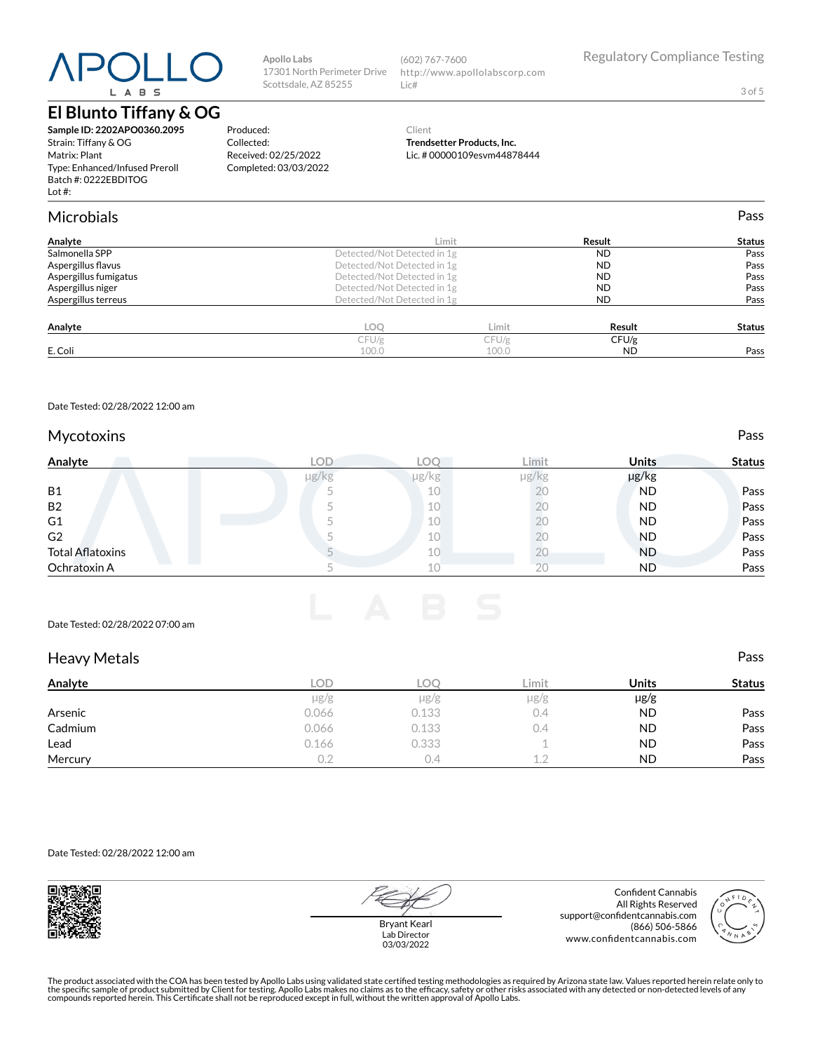# El Blunto Tiffany & OG

**Sample ID: 2202APO0360.2095**
Strain: Tiffany & OG
Matrix: Plant
Type: Enhanced/Infused Preroll
Batch #: 0222EBDITOG
Lot #:

Produced:
Collected:
Received: 02/25/2022
Completed: 03/03/2022

Client
**Trendsetter Products, Inc.**
Lic. # 00000109esvm44878444

## Microbials

Pass

| Analyte | Limit | Result | Status |
|---|---|---|---|
| Salmonella SPP | Detected/Not Detected in 1g | ND | Pass |
| Aspergillus flavus | Detected/Not Detected in 1g | ND | Pass |
| Aspergillus fumigatus | Detected/Not Detected in 1g | ND | Pass |
| Aspergillus niger | Detected/Not Detected in 1g | ND | Pass |
| Aspergillus terreus | Detected/Not Detected in 1g | ND | Pass |

| Analyte | LOQ | Limit | Result | Status |
|---|---|---|---|---|
| | CFU/g | CFU/g | CFU/g | |
| E. Coli | 100.0 | 100.0 | ND | Pass |

Date Tested: 02/28/2022 12:00 am

## Mycotoxins

Pass

| Analyte | LOD | LOQ | Limit | Units | Status |
|---|---|---|---|---|---|
| | µg/kg | µg/kg | µg/kg | µg/kg | |
| B1 | 5 | 10 | 20 | ND | Pass |
| B2 | 5 | 10 | 20 | ND | Pass |
| G1 | 5 | 10 | 20 | ND | Pass |
| G2 | 5 | 10 | 20 | ND | Pass |
| Total Aflatoxins | 5 | 10 | 20 | ND | Pass |
| Ochratoxin A | 5 | 10 | 20 | ND | Pass |

Date Tested: 02/28/2022 07:00 am

## Heavy Metals

Pass

| Analyte | LOD | LOQ | Limit | Units | Status |
|---|---|---|---|---|---|
| | µg/g | µg/g | µg/g | µg/g | |
| Arsenic | 0.066 | 0.133 | 0.4 | ND | Pass |
| Cadmium | 0.066 | 0.133 | 0.4 | ND | Pass |
| Lead | 0.166 | 0.333 | 1 | ND | Pass |
| Mercury | 0.2 | 0.4 | 1.2 | ND | Pass |

Date Tested: 02/28/2022 12:00 am

Bryant Kearl
Lab Director
03/03/2022

Confident Cannabis
All Rights Reserved
support@confidentcannabis.com
(866) 506-5866
www.confidentcannabis.com

The product associated with the COA has been tested by Apollo Labs using validated state certified testing methodologies as required by Arizona state law. Values reported herein relate only to the specific sample of product submitted by Client for testing. Apollo Labs makes no claims as to the efficacy, safety or other risks associated with any detected or non-detected levels of any compounds reported herein. This Certificate shall not be reproduced except in full, without the written approval of Apollo Labs.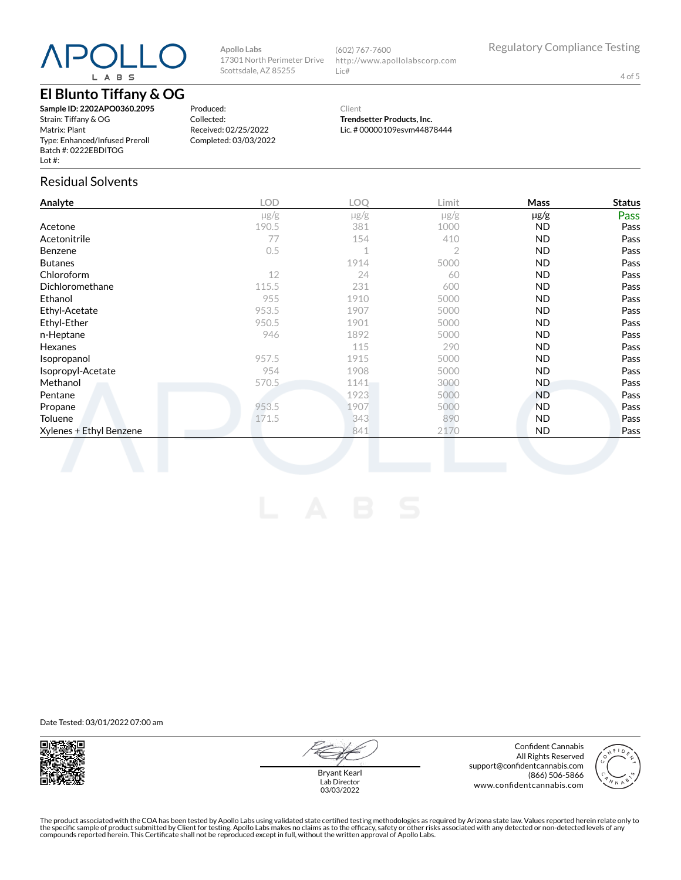Apollo Labs
17301 North Perimeter Drive
Scottsdale, AZ 85255

(602) 767-7600
http://www.apollolabscorp.com
Lic#

Regulatory Compliance Testing

# El Blunto Tiffany & OG

**Sample ID: 2202APO0360.2095**
Strain: Tiffany & OG
Matrix: Plant
Type: Enhanced/Infused Preroll
Batch #: 0222EBDITOG
Lot #:

Produced:
Collected:
Received: 02/25/2022
Completed: 03/03/2022

Client
**Trendsetter Products, Inc.**
Lic. # 00000109esvm44878444

## Residual Solvents

| Analyte | LOD | LOQ | Limit | Mass | Status |
|---|---|---|---|---|---|
| | µg/g | µg/g | µg/g | µg/g | Pass |
| Acetone | 190.5 | 381 | 1000 | ND | Pass |
| Acetonitrile | 77 | 154 | 410 | ND | Pass |
| Benzene | 0.5 | 1 | 2 | ND | Pass |
| Butanes | | 1914 | 5000 | ND | Pass |
| Chloroform | 12 | 24 | 60 | ND | Pass |
| Dichloromethane | 115.5 | 231 | 600 | ND | Pass |
| Ethanol | 955 | 1910 | 5000 | ND | Pass |
| Ethyl-Acetate | 953.5 | 1907 | 5000 | ND | Pass |
| Ethyl-Ether | 950.5 | 1901 | 5000 | ND | Pass |
| n-Heptane | 946 | 1892 | 5000 | ND | Pass |
| Hexanes | | 115 | 290 | ND | Pass |
| Isopropanol | 957.5 | 1915 | 5000 | ND | Pass |
| Isopropyl-Acetate | 954 | 1908 | 5000 | ND | Pass |
| Methanol | 570.5 | 1141 | 3000 | ND | Pass |
| Pentane | | 1923 | 5000 | ND | Pass |
| Propane | 953.5 | 1907 | 5000 | ND | Pass |
| Toluene | 171.5 | 343 | 890 | ND | Pass |
| Xylenes + Ethyl Benzene | | 841 | 2170 | ND | Pass |

Date Tested: 03/01/2022 07:00 am

Bryant Kearl
Lab Director
03/03/2022

Confident Cannabis
All Rights Reserved
support@confidentcannabis.com
(866) 506-5866
www.confidentcannabis.com

The product associated with the COA has been tested by Apollo Labs using validated state certified testing methodologies as required by Arizona state law. Values reported herein relate only to the specific sample of product submitted by Client for testing. Apollo Labs makes no claims as to the efficacy, safety or other risks associated with any detected or non-detected levels of any compounds reported herein. This Certificate shall not be reproduced except in full, without the written approval of Apollo Labs.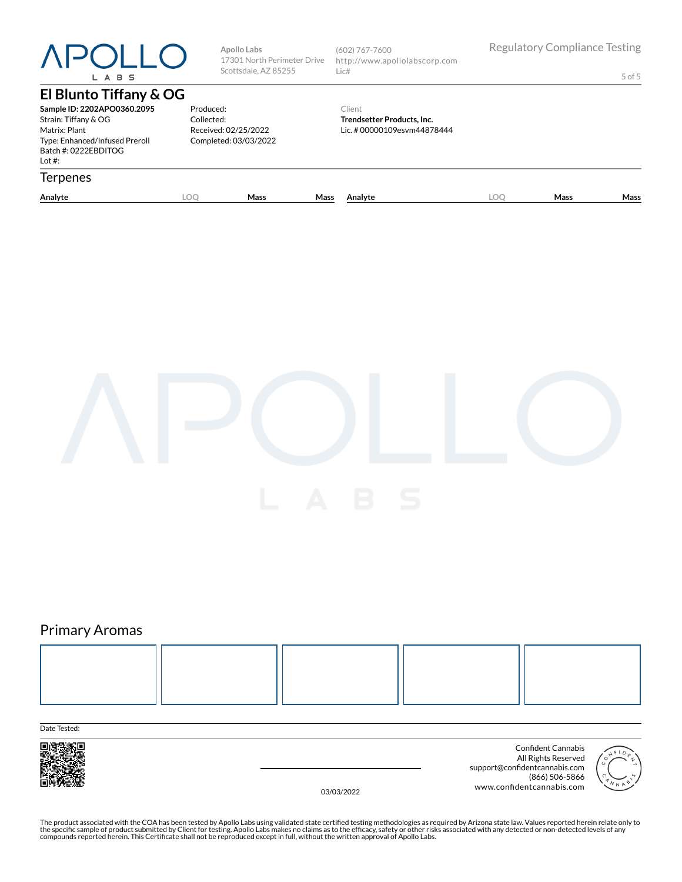# El Blunto Tiffany & OG

**Sample ID: 2202APO0360.2095**
Strain: Tiffany & OG
Matrix: Plant
Type: Enhanced/Infused Preroll
Batch #: 0222EBDITOG
Lot #:

Produced:
Collected:
Received: 02/25/2022
Completed: 03/03/2022

Client
**Trendsetter Products, Inc.**
Lic. # 00000109esvm44878444

## Terpenes

| Analyte | LOQ | Mass | Mass | Analyte | LOQ | Mass | Mass |
|---|---|---|---|---|---|---|---|

## Primary Aromas

Date Tested:

03/03/2022

Confident Cannabis
All Rights Reserved
support@confidentcannabis.com
(866) 506-5866
www.confidentcannabis.com

The product associated with the COA has been tested by Apollo Labs using validated state certified testing methodologies as required by Arizona state law. Values reported herein relate only to the specific sample of product submitted by Client for testing. Apollo Labs makes no claims as to the efficacy, safety or other risks associated with any detected or non-detected levels of any compounds reported herein. This Certificate shall not be reproduced except in full, without the written approval of Apollo Labs.